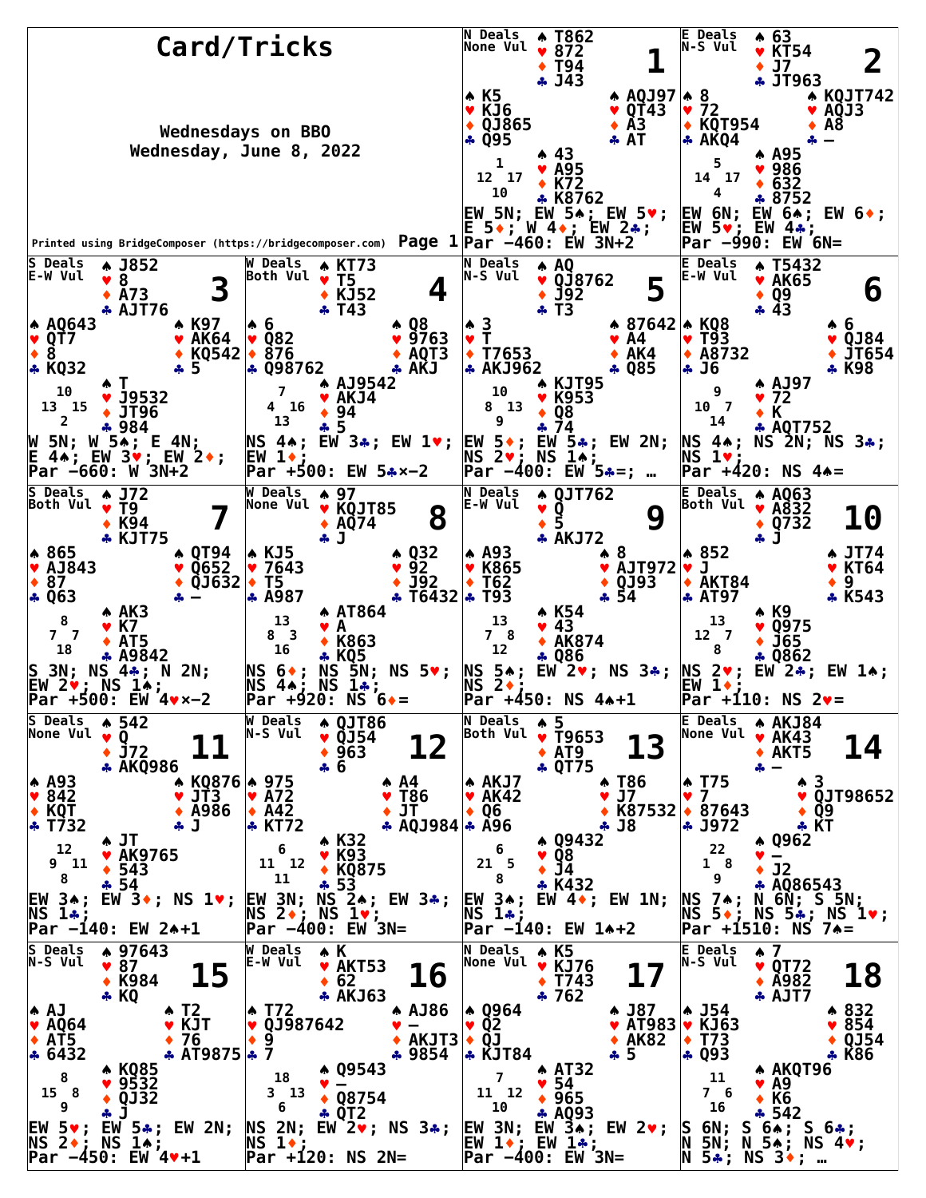# Card/Tricks

Wednesdays on BBO
Wednesday, June 8, 2022

Printed using BridgeComposer (https://bridgecomposer.com)

## Board 1
N Deals, None Vul

North: ♠ T862 ♥ 872 ♦ T94 ♣ J43
West: ♠ K5 ♥ KJ6 ♦ QJ865 ♣ Q95
East: ♠ AQJ97 ♥ QT43 ♦ A3 ♣ AT
South: ♠ 43 ♥ A95 ♦ K72 ♣ K8762

HCP: N 1, W 12, E 17, S 10

EW 5N; EW 5♠; EW 5♥; E 5♦; W 4♦; EW 2♣;
Par −460: EW 3N+2

## Board 2
E Deals, N-S Vul

North: ♠ 63 ♥ KT54 ♦ J7 ♣ JT963
West: ♠ 8 ♥ 72 ♦ KQT954 ♣ AKQ4
East: ♠ KQJT742 ♥ AQJ3 ♦ A8 ♣ —
South: ♠ A95 ♥ 986 ♦ 632 ♣ 8752

HCP: N 5, W 14, E 17, S 4

EW 6N; EW 6♠; EW 6♦; EW 5♥; EW 4♣;
Par −990: EW 6N=

## Board 3
S Deals, E-W Vul

North: ♠ J852 ♥ 8 ♦ A73 ♣ AJT76
West: ♠ AQ643 ♥ QT7 ♦ 8 ♣ KQ32
East: ♠ K97 ♥ AK64 ♦ KQ542 ♣ 5
South: ♠ T ♥ J9532 ♦ JT96 ♣ 984

HCP: N 10, W 13, E 15, S 2

W 5N; W 5♠; E 4N; E 4♠; EW 3♥; EW 2♦;
Par −660: W 3N+2

## Board 4
W Deals, Both Vul

North: ♠ KT73 ♥ T5 ♦ KJ52 ♣ T43
West: ♠ 6 ♥ Q82 ♦ 876 ♣ Q98762
East: ♠ Q8 ♥ 9763 ♦ AQT3 ♣ AKJ
South: ♠ AJ9542 ♥ AKJ4 ♦ 94 ♣ 5

HCP: N 7, W 4, E 16, S 13

NS 4♠; EW 3♣; EW 1♥; EW 1♦;
Par +500: EW 5♣×−2

## Board 5
N Deals, N-S Vul

North: ♠ AQ ♥ QJ8762 ♦ J92 ♣ T3
West: ♠ 3 ♥ T ♦ T7653 ♣ AKJ962
East: ♠ 87642 ♥ A4 ♦ AK4 ♣ Q85
South: ♠ KJT95 ♥ K953 ♦ Q8 ♣ 74

HCP: N 10, W 8, E 13, S 9

EW 5♦; EW 5♣; EW 2N; NS 2♥; NS 1♠;
Par −400: EW 5♣=; …

## Board 6
E Deals, E-W Vul

North: ♠ T5432 ♥ AK65 ♦ Q9 ♣ 43
West: ♠ KQ8 ♥ T93 ♦ A8732 ♣ J6
East: ♠ 6 ♥ QJ84 ♦ JT654 ♣ K98
South: ♠ AJ97 ♥ 72 ♦ K ♣ AQT752

HCP: N 9, W 10, E 7, S 14

NS 4♠; NS 2N; NS 3♣; NS 1♥;
Par +420: NS 4♠=

## Board 7
S Deals, Both Vul

North: ♠ J72 ♥ T9 ♦ K94 ♣ KJT75
West: ♠ 865 ♥ AJ843 ♦ 87 ♣ Q63
East: ♠ QT94 ♥ Q652 ♦ QJ632 ♣ —
South: ♠ AK3 ♥ K7 ♦ AT5 ♣ A9842

HCP: N 8, W 7, E 7, S 18

S 3N; NS 4♣; N 2N; EW 2♥; NS 1♠;
Par +500: EW 4♥×−2

## Board 8
W Deals, None Vul

North: ♠ 97 ♥ KQJT85 ♦ AQ74 ♣ J
West: ♠ KJ5 ♥ 7643 ♦ T5 ♣ A987
East: ♠ Q32 ♥ 92 ♦ J92 ♣ T6432
South: ♠ AT864 ♥ A ♦ K863 ♣ KQ5

HCP: N 13, W 8, E 3, S 16

NS 6♦; NS 5N; NS 5♥; NS 4♠; NS 1♣;
Par +920: NS 6♦=

## Board 9
N Deals, E-W Vul

North: ♠ QJT762 ♥ Q ♦ 5 ♣ AKJ72
West: ♠ A93 ♥ K865 ♦ T62 ♣ T93
East: ♠ 8 ♥ AJT972 ♦ QJ93 ♣ 54
South: ♠ K54 ♥ 43 ♦ AK874 ♣ Q86

HCP: N 13, W 7, E 8, S 12

NS 5♠; EW 2♥; NS 3♣; NS 2♦;
Par +450: NS 4♠+1

## Board 10
E Deals, Both Vul

North: ♠ AQ63 ♥ A832 ♦ Q732 ♣ J
West: ♠ 852 ♥ J ♦ AKT84 ♣ AT97
East: ♠ JT74 ♥ KT64 ♦ 9 ♣ K543
South: ♠ K9 ♥ Q975 ♦ J65 ♣ Q862

HCP: N 13, W 12, E 7, S 8

NS 2♥; EW 2♣; EW 1♠; EW 1♦;
Par +110: NS 2♥=

## Board 11
S Deals, None Vul

North: ♠ 542 ♥ Q ♦ J72 ♣ AKQ986
West: ♠ A93 ♥ 842 ♦ KQT ♣ T732
East: ♠ KQ876 ♥ JT3 ♦ A986 ♣ J
South: ♠ JT ♥ AK9765 ♦ 543 ♣ 54

HCP: N 12, W 9, E 11, S 8

EW 3♠; EW 3♦; NS 1♥; NS 1♣;
Par −140: EW 2♠+1

## Board 12
W Deals, N-S Vul

North: ♠ QJT86 ♥ QJ54 ♦ 963 ♣ 6
West: ♠ 975 ♥ A72 ♦ A42 ♣ KT72
East: ♠ A4 ♥ T86 ♦ JT ♣ AQJ984
South: ♠ K32 ♥ K93 ♦ KQ875 ♣ 53

HCP: N 6, W 11, E 12, S 11

EW 3N; NS 2♠; EW 3♣; NS 2♦; NS 1♥;
Par −400: EW 3N=

## Board 13
N Deals, Both Vul

North: ♠ 5 ♥ T9653 ♦ AT9 ♣ QT75
West: ♠ AKJ7 ♥ AK42 ♦ Q6 ♣ A96
East: ♠ T86 ♥ J7 ♦ K87532 ♣ J8
South: ♠ Q9432 ♥ Q8 ♦ J4 ♣ K432

HCP: N 6, W 21, E 5, S 8

EW 3♠; EW 4♦; EW 1N; NS 1♣;
Par −140: EW 1♠+2

## Board 14
E Deals, None Vul

North: ♠ AKJ84 ♥ AK43 ♦ AKT5 ♣ —
West: ♠ T75 ♥ 7 ♦ 87643 ♣ J972
East: ♠ 3 ♥ QJT98652 ♦ Q9 ♣ KT
South: ♠ Q962 ♥ — ♦ J2 ♣ AQ86543

HCP: N 22, W 1, E 8, S 9

NS 7♠; N 6N; S 5N; NS 5♦; NS 5♣; NS 1♥;
Par +1510: NS 7♠=

## Board 15
S Deals, N-S Vul

North: ♠ 97643 ♥ 87 ♦ K984 ♣ KQ
West: ♠ AJ ♥ AQ64 ♦ AT5 ♣ 6432
East: ♠ T2 ♥ KJT ♦ 76 ♣ AT9875
South: ♠ KQ85 ♥ 9532 ♦ QJ32 ♣ J

HCP: N 8, W 15, E 8, S 9

EW 5♥; EW 5♣; EW 2N; NS 2♦; NS 1♠;
Par −450: EW 4♥+1

## Board 16
W Deals, E-W Vul

North: ♠ K ♥ AKT53 ♦ 62 ♣ AKJ63
West: ♠ T72 ♥ QJ987642 ♦ 9 ♣ 7
East: ♠ AJ86 ♥ — ♦ AKJT3 ♣ 9854
South: ♠ Q9543 ♥ — ♦ Q8754 ♣ QT2

HCP: N 18, W 3, E 13, S 6

NS 2N; EW 2♥; NS 3♣; NS 1♦;
Par +120: NS 2N=

## Board 17
N Deals, None Vul

North: ♠ K5 ♥ KJ76 ♦ T743 ♣ 762
West: ♠ Q964 ♥ Q2 ♦ QJ ♣ KJT84
East: ♠ J87 ♥ AT983 ♦ AK82 ♣ 5
South: ♠ AT32 ♥ 54 ♦ 965 ♣ AQ93

HCP: N 7, W 11, E 12, S 10

EW 3N; EW 3♠; EW 2♥; EW 1♦; EW 1♣;
Par −400: EW 3N=

## Board 18
E Deals, N-S Vul

North: ♠ 7 ♥ QT72 ♦ A982 ♣ AJT7
West: ♠ J54 ♥ KJ63 ♦ T73 ♣ Q93
East: ♠ 832 ♥ 854 ♦ QJ54 ♣ K86
South: ♠ AKQT96 ♥ A9 ♦ K6 ♣ 542

HCP: N 11, W 7, E 6, S 16

S 6N; S 6♠; S 6♣; N 5N; N 5♠; NS 4♥; N 5♣; NS 3♦; …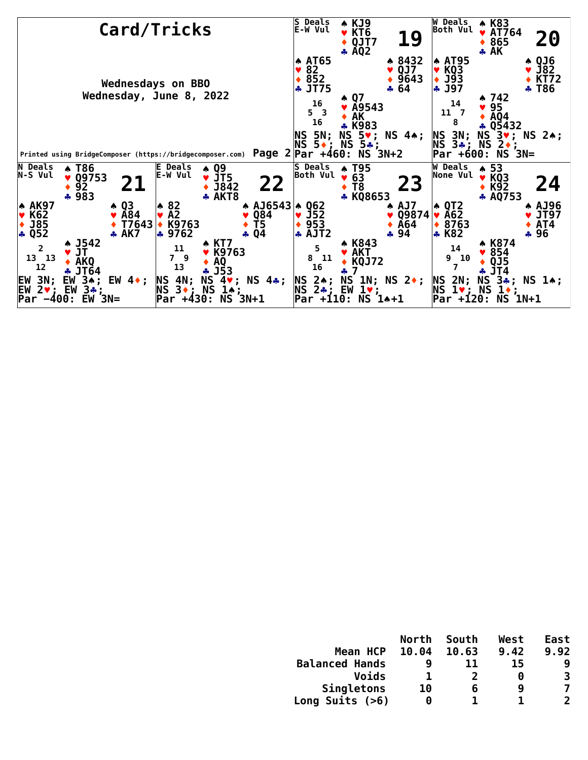# Card/Tricks

Wednesdays on BBO
Wednesday, June 8, 2022

Printed using BridgeComposer (https://bridgecomposer.com)

## Board 19

S Deals
E-W Vul

North: ♠ KJ9 ♥ KT6 ♦ QJT7 ♣ AQ2

West: ♠ AT65 ♥ 82 ♦ 852 ♣ JT75

East: ♠ 8432 ♥ QJ7 ♦ 9643 ♣ 64

South: ♠ Q7 ♥ A9543 ♦ AK ♣ K983

HCP: N 16, W 5, E 3, S 16

NS 5N; NS 5♥; NS 4♠; NS 5♦; NS 5♣;
Par +460: NS 3N+2

## Board 20

W Deals
Both Vul

North: ♠ K83 ♥ AT764 ♦ 865 ♣ AK

West: ♠ AT95 ♥ KQ3 ♦ J93 ♣ J97

East: ♠ QJ6 ♥ J82 ♦ KT72 ♣ T86

South: ♠ 742 ♥ 95 ♦ AQ4 ♣ Q5432

HCP: N 14, W 11, E 7, S 8

NS 3N; NS 3♥; NS 2♠; NS 3♣; NS 2♦;
Par +600: NS 3N=

## Board 21

N Deals
N-S Vul

North: ♠ T86 ♥ Q9753 ♦ 92 ♣ 983

West: ♠ AK97 ♥ K62 ♦ J85 ♣ Q52

East: ♠ Q3 ♥ A84 ♦ T7643 ♣ AK7

South: ♠ J542 ♥ JT ♦ AKQ ♣ JT64

HCP: N 2, W 13, E 13, S 12

EW 3N; EW 3♠; EW 4♦; EW 2♥; EW 3♣;
Par −400: EW 3N=

## Board 22

E Deals
E-W Vul

North: ♠ Q9 ♥ JT5 ♦ J842 ♣ AKT8

West: ♠ 82 ♥ A2 ♦ K9763 ♣ 9762

East: ♠ AJ6543 ♥ Q84 ♦ T5 ♣ Q4

South: ♠ KT7 ♥ K9763 ♦ AQ ♣ J53

HCP: N 11, W 7, E 9, S 13

NS 4N; NS 4♥; NS 4♣; NS 3♦; NS 1♠;
Par +430: NS 3N+1

## Board 23

S Deals
Both Vul

North: ♠ T95 ♥ 63 ♦ T8 ♣ KQ8653

West: ♠ Q62 ♥ J52 ♦ 953 ♣ AJT2

East: ♠ AJ7 ♥ Q9874 ♦ A64 ♣ 94

South: ♠ K843 ♥ AKT ♦ KQJ72 ♣ 7

HCP: N 5, W 8, E 11, S 16

NS 2♠; NS 1N; NS 2♦; NS 2♣; EW 1♥;
Par +110: NS 1♠+1

## Board 24

W Deals
None Vul

North: ♠ 53 ♥ KQ3 ♦ K92 ♣ AQ753

West: ♠ QT2 ♥ A62 ♦ 8763 ♣ K82

East: ♠ AJ96 ♥ JT97 ♦ AT4 ♣ 96

South: ♠ K874 ♥ 854 ♦ QJ5 ♣ JT4

HCP: N 14, W 9, E 10, S 7

NS 2N; NS 3♣; NS 1♠; NS 1♥; NS 1♦;
Par +120: NS 1N+1

| | North | South | West | East |
|---|---|---|---|---|
| Mean HCP | 10.04 | 10.63 | 9.42 | 9.92 |
| Balanced Hands | 9 | 11 | 15 | 9 |
| Voids | 1 | 2 | 0 | 3 |
| Singletons | 10 | 6 | 9 | 7 |
| Long Suits (>6) | 0 | 1 | 1 | 2 |